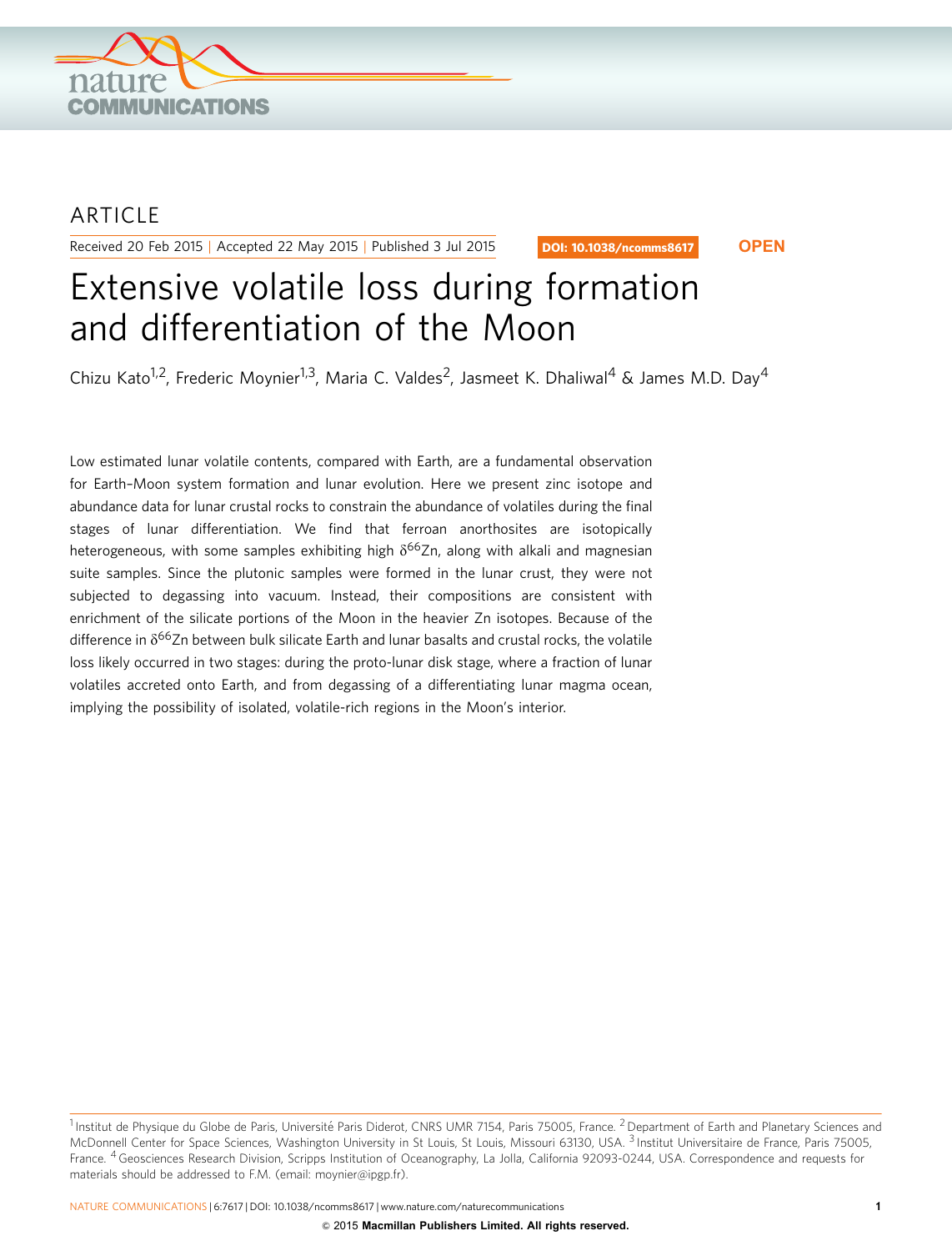ARTICLE

Received 20 Feb 2015 | Accepted 22 May 2015 | Published 3 Jul 2015

DOI: 10.1038/ncomms8617

OPEN

# Extensive volatile loss during formation and differentiation of the Moon

Chizu Kato[1,2], Frederic Moynier[1,3], Maria C. Valdes[2], Jasmeet K. Dhaliwal[4] & James M.D. Day[4]

Low estimated lunar volatile contents, compared with Earth, are a fundamental observation for Earth–Moon system formation and lunar evolution. Here we present zinc isotope and abundance data for lunar crustal rocks to constrain the abundance of volatiles during the final stages of lunar differentiation. We find that ferroan anorthosites are isotopically heterogeneous, with some samples exhibiting high $\delta^{66}$Zn, along with alkali and magnesian suite samples. Since the plutonic samples were formed in the lunar crust, they were not subjected to degassing into vacuum. Instead, their compositions are consistent with enrichment of the silicate portions of the Moon in the heavier Zn isotopes. Because of the difference in $\delta^{66}$Zn between bulk silicate Earth and lunar basalts and crustal rocks, the volatile loss likely occurred in two stages: during the proto-lunar disk stage, where a fraction of lunar volatiles accreted onto Earth, and from degassing of a differentiating lunar magma ocean, implying the possibility of isolated, volatile-rich regions in the Moon's interior.

[1] Institut de Physique du Globe de Paris, Université Paris Diderot, CNRS UMR 7154, Paris 75005, France. [2] Department of Earth and Planetary Sciences and McDonnell Center for Space Sciences, Washington University in St Louis, St Louis, Missouri 63130, USA. [3] Institut Universitaire de France, Paris 75005, France. [4] Geosciences Research Division, Scripps Institution of Oceanography, La Jolla, California 92093-0244, USA. Correspondence and requests for materials should be addressed to F.M. (email: moynier@ipgp.fr).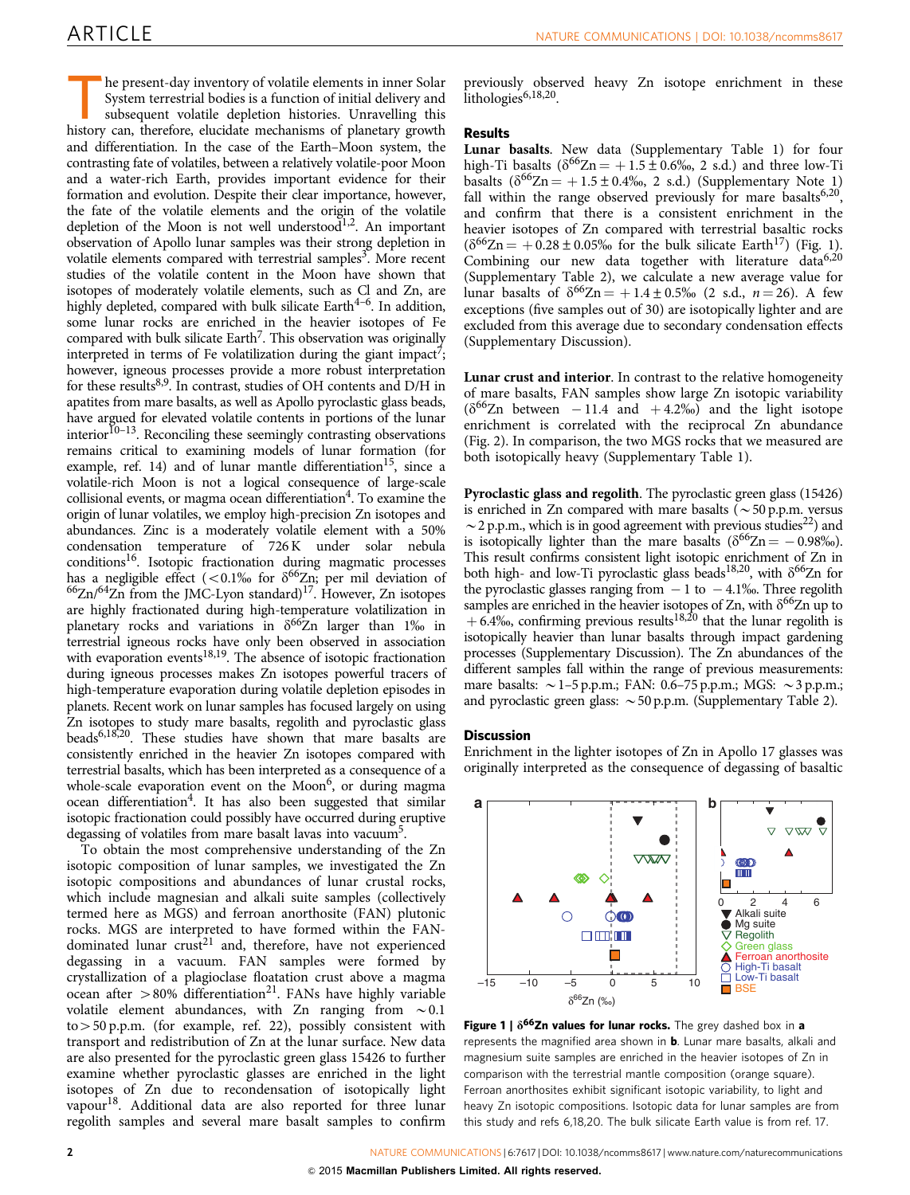The present-day inventory of volatile elements in inner Solar System terrestrial bodies is a function of initial delivery and subsequent volatile depletion histories. Unravelling this history can, therefore, elucidate mechanisms of planetary growth and differentiation. In the case of the Earth–Moon system, the contrasting fate of volatiles, between a relatively volatile-poor Moon and a water-rich Earth, provides important evidence for their formation and evolution. Despite their clear importance, however, the fate of the volatile elements and the origin of the volatile depletion of the Moon is not well understood[1,2]. An important observation of Apollo lunar samples was their strong depletion in volatile elements compared with terrestrial samples[3]. More recent studies of the volatile content in the Moon have shown that isotopes of moderately volatile elements, such as Cl and Zn, are highly depleted, compared with bulk silicate Earth[4–6]. In addition, some lunar rocks are enriched in the heavier isotopes of Fe compared with bulk silicate Earth[7]. This observation was originally interpreted in terms of Fe volatilization during the giant impact[7]; however, igneous processes provide a more robust interpretation for these results[8,9]. In contrast, studies of OH contents and D/H in apatites from mare basalts, as well as Apollo pyroclastic glass beads, have argued for elevated volatile contents in portions of the lunar interior[10–13]. Reconciling these seemingly contrasting observations remains critical to examining models of lunar formation (for example, ref. 14) and of lunar mantle differentiation[15], since a volatile-rich Moon is not a logical consequence of large-scale collisional events, or magma ocean differentiation[4]. To examine the origin of lunar volatiles, we employ high-precision Zn isotopes and abundances. Zinc is a moderately volatile element with a 50% condensation temperature of 726 K under solar nebula conditions[16]. Isotopic fractionation during magmatic processes has a negligible effect (<0.1‰ for $\delta^{66}$Zn; per mil deviation of $^{66}$Zn/$^{64}$Zn from the JMC-Lyon standard)[17]. However, Zn isotopes are highly fractionated during high-temperature volatilization in planetary rocks and variations in $\delta^{66}$Zn larger than 1‰ in terrestrial igneous rocks have only been observed in association with evaporation events[18,19]. The absence of isotopic fractionation during igneous processes makes Zn isotopes powerful tracers of high-temperature evaporation during volatile depletion episodes in planets. Recent work on lunar samples has focused largely on using Zn isotopes to study mare basalts, regolith and pyroclastic glass beads[6,18,20]. These studies have shown that mare basalts are consistently enriched in the heavier Zn isotopes compared with terrestrial basalts, which has been interpreted as a consequence of a whole-scale evaporation event on the Moon[6], or during magma ocean differentiation[4]. It has also been suggested that similar isotopic fractionation could possibly have occurred during eruptive degassing of volatiles from mare basalt lavas into vacuum[5].

To obtain the most comprehensive understanding of the Zn isotopic composition of lunar samples, we investigated the Zn isotopic compositions and abundances of lunar crustal rocks, which include magnesian and alkali suite samples (collectively termed here as MGS) and ferroan anorthosite (FAN) plutonic rocks. MGS are interpreted to have formed within the FAN-dominated lunar crust[21] and, therefore, have not experienced degassing in a vacuum. FAN samples were formed by crystallization of a plagioclase floatation crust above a magma ocean after >80% differentiation[21]. FANs have highly variable volatile element abundances, with Zn ranging from ~0.1 to >50 p.p.m. (for example, ref. 22), possibly consistent with transport and redistribution of Zn at the lunar surface. New data are also presented for the pyroclastic green glass 15426 to further examine whether pyroclastic glasses are enriched in the light isotopes of Zn due to recondensation of isotopically light vapour[18]. Additional data are also reported for three lunar regolith samples and several mare basalt samples to confirm previously observed heavy Zn isotope enrichment in these lithologies[6,18,20].

## Results

**Lunar basalts**. New data (Supplementary Table 1) for four high-Ti basalts ($\delta^{66}$Zn = +1.5 ± 0.6‰, 2 s.d.) and three low-Ti basalts ($\delta^{66}$Zn = +1.5 ± 0.4‰, 2 s.d.) (Supplementary Note 1) fall within the range observed previously for mare basalts[6,20], and confirm that there is a consistent enrichment in the heavier isotopes of Zn compared with terrestrial basaltic rocks ($\delta^{66}$Zn = +0.28 ± 0.05‰ for the bulk silicate Earth[17]) (Fig. 1). Combining our new data together with literature data[6,20] (Supplementary Table 2), we calculate a new average value for lunar basalts of $\delta^{66}$Zn = +1.4 ± 0.5‰ (2 s.d., $n$ = 26). A few exceptions (five samples out of 30) are isotopically lighter and are excluded from this average due to secondary condensation effects (Supplementary Discussion).

**Lunar crust and interior**. In contrast to the relative homogeneity of mare basalts, FAN samples show large Zn isotopic variability ($\delta^{66}$Zn between −11.4 and +4.2‰) and the light isotope enrichment is correlated with the reciprocal Zn abundance (Fig. 2). In comparison, the two MGS rocks that we measured are both isotopically heavy (Supplementary Table 1).

**Pyroclastic glass and regolith**. The pyroclastic green glass (15426) is enriched in Zn compared with mare basalts (~50 p.p.m. versus ~2 p.p.m., which is in good agreement with previous studies[22]) and is isotopically lighter than the mare basalts ($\delta^{66}$Zn = −0.98‰). This result confirms consistent light isotopic enrichment of Zn in both high- and low-Ti pyroclastic glass beads[18,20], with $\delta^{66}$Zn for the pyroclastic glasses ranging from −1 to −4.1‰. Three regolith samples are enriched in the heavier isotopes of Zn, with $\delta^{66}$Zn up to +6.4‰, confirming previous results[18,20] that the lunar regolith is isotopically heavier than lunar basalts through impact gardening processes (Supplementary Discussion). The Zn abundances of the different samples fall within the range of previous measurements: mare basalts: ~1–5 p.p.m.; FAN: 0.6–75 p.p.m.; MGS: ~3 p.p.m.; and pyroclastic green glass: ~50 p.p.m. (Supplementary Table 2).

## Discussion

Enrichment in the lighter isotopes of Zn in Apollo 17 glasses was originally interpreted as the consequence of degassing of basaltic

**Figure 1 | $\delta^{66}$Zn values for lunar rocks.** The grey dashed box in **a** represents the magnified area shown in **b**. Lunar mare basalts, alkali and magnesium suite samples are enriched in the heavier isotopes of Zn in comparison with the terrestrial mantle composition (orange square). Ferroan anorthosites exhibit significant isotopic variability, to light and heavy Zn isotopic compositions. Isotopic data for lunar samples are from this study and refs 6,18,20. The bulk silicate Earth value is from ref. 17.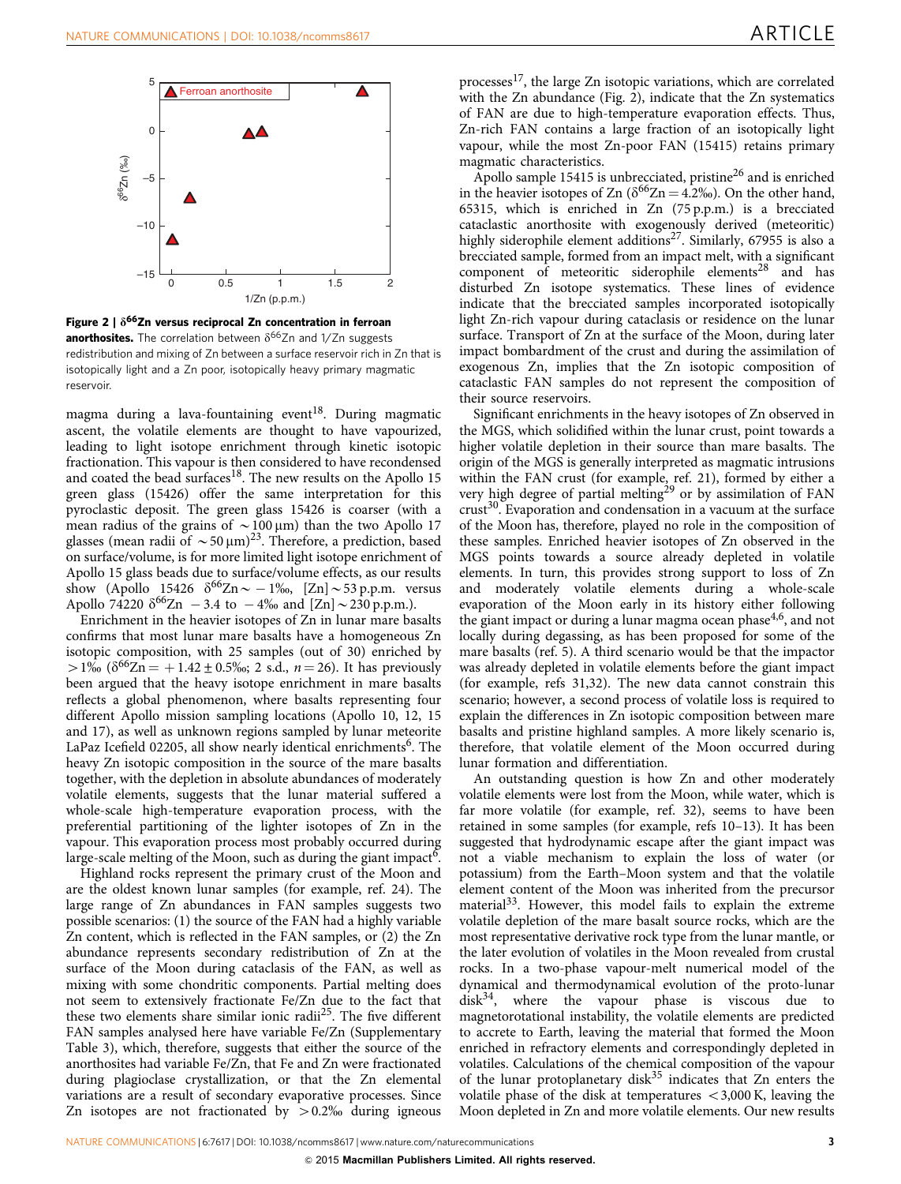**Figure 2 | $\delta^{66}$Zn versus reciprocal Zn concentration in ferroan anorthosites.** The correlation between $\delta^{66}$Zn and 1/Zn suggests redistribution and mixing of Zn between a surface reservoir rich in Zn that is isotopically light and a Zn poor, isotopically heavy primary magmatic reservoir.

magma during a lava-fountaining event[18]. During magmatic ascent, the volatile elements are thought to have vapourized, leading to light isotope enrichment through kinetic isotopic fractionation. This vapour is then considered to have recondensed and coated the bead surfaces[18]. The new results on the Apollo 15 green glass (15426) offer the same interpretation for this pyroclastic deposit. The green glass 15426 is coarser (with a mean radius of the grains of $\sim$100 μm) than the two Apollo 17 glasses (mean radii of $\sim$50 μm)[23]. Therefore, a prediction, based on surface/volume, is for more limited light isotope enrichment of Apollo 15 glass beads due to surface/volume effects, as our results show (Apollo 15426 $\delta^{66}$Zn $\sim -1$‰, [Zn] $\sim$53 p.p.m. versus Apollo 74220 $\delta^{66}$Zn $-3.4$ to $-4$‰ and [Zn] $\sim$230 p.p.m.).

Enrichment in the heavier isotopes of Zn in lunar mare basalts confirms that most lunar mare basalts have a homogeneous Zn isotopic composition, with 25 samples (out of 30) enriched by $>1$‰ ($\delta^{66}$Zn $= +1.42 \pm 0.5$‰; 2 s.d., $n = 26$). It has previously been argued that the heavy isotope enrichment in mare basalts reflects a global phenomenon, where basalts representing four different Apollo mission sampling locations (Apollo 10, 12, 15 and 17), as well as unknown regions sampled by lunar meteorite LaPaz Icefield 02205, all show nearly identical enrichments[6]. The heavy Zn isotopic composition in the source of the mare basalts together, with the depletion in absolute abundances of moderately volatile elements, suggests that the lunar material suffered a whole-scale high-temperature evaporation process, with the preferential partitioning of the lighter isotopes of Zn in the vapour. This evaporation process most probably occurred during large-scale melting of the Moon, such as during the giant impact[6].

Highland rocks represent the primary crust of the Moon and are the oldest known lunar samples (for example, ref. 24). The large range of Zn abundances in FAN samples suggests two possible scenarios: (1) the source of the FAN had a highly variable Zn content, which is reflected in the FAN samples, or (2) the Zn abundance represents secondary redistribution of Zn at the surface of the Moon during cataclasis of the FAN, as well as mixing with some chondritic components. Partial melting does not seem to extensively fractionate Fe/Zn due to the fact that these two elements share similar ionic radii[25]. The five different FAN samples analysed here have variable Fe/Zn (Supplementary Table 3), which, therefore, suggests that either the source of the anorthosites had variable Fe/Zn, that Fe and Zn were fractionated during plagioclase crystallization, or that the Zn elemental variations are a result of secondary evaporative processes. Since Zn isotopes are not fractionated by $>0.2$‰ during igneous processes[17], the large Zn isotopic variations, which are correlated with the Zn abundance (Fig. 2), indicate that the Zn systematics of FAN are due to high-temperature evaporation effects. Thus, Zn-rich FAN contains a large fraction of an isotopically light vapour, while the most Zn-poor FAN (15415) retains primary magmatic characteristics.

Apollo sample 15415 is unbrecciated, pristine[26] and is enriched in the heavier isotopes of Zn ($\delta^{66}$Zn $= 4.2$‰). On the other hand, 65315, which is enriched in Zn (75 p.p.m.) is a brecciated cataclastic anorthosite with exogenously derived (meteoritic) highly siderophile element additions[27]. Similarly, 67955 is also a brecciated sample, formed from an impact melt, with a significant component of meteoritic siderophile elements[28] and has disturbed Zn isotope systematics. These lines of evidence indicate that the brecciated samples incorporated isotopically light Zn-rich vapour during cataclasis or residence on the lunar surface. Transport of Zn at the surface of the Moon, during later impact bombardment of the crust and during the assimilation of exogenous Zn, implies that the Zn isotopic composition of cataclastic FAN samples do not represent the composition of their source reservoirs.

Significant enrichments in the heavy isotopes of Zn observed in the MGS, which solidified within the lunar crust, point towards a higher volatile depletion in their source than mare basalts. The origin of the MGS is generally interpreted as magmatic intrusions within the FAN crust (for example, ref. 21), formed by either a very high degree of partial melting[29] or by assimilation of FAN crust[30]. Evaporation and condensation in a vacuum at the surface of the Moon has, therefore, played no role in the composition of these samples. Enriched heavier isotopes of Zn observed in the MGS points towards a source already depleted in volatile elements. In turn, this provides strong support to loss of Zn and moderately volatile elements during a whole-scale evaporation of the Moon early in its history either following the giant impact or during a lunar magma ocean phase[4,6], and not locally during degassing, as has been proposed for some of the mare basalts (ref. 5). A third scenario would be that the impactor was already depleted in volatile elements before the giant impact (for example, refs 31,32). The new data cannot constrain this scenario; however, a second process of volatile loss is required to explain the differences in Zn isotopic composition between mare basalts and pristine highland samples. A more likely scenario is, therefore, that volatile element of the Moon occurred during lunar formation and differentiation.

An outstanding question is how Zn and other moderately volatile elements were lost from the Moon, while water, which is far more volatile (for example, ref. 32), seems to have been retained in some samples (for example, refs 10–13). It has been suggested that hydrodynamic escape after the giant impact was not a viable mechanism to explain the loss of water (or potassium) from the Earth–Moon system and that the volatile element content of the Moon was inherited from the precursor material[33]. However, this model fails to explain the extreme volatile depletion of the mare basalt source rocks, which are the most representative derivative rock type from the lunar mantle, or the later evolution of volatiles in the Moon revealed from crustal rocks. In a two-phase vapour-melt numerical model of the dynamical and thermodynamical evolution of the proto-lunar disk[34], where the vapour phase is viscous due to magnetorotational instability, the volatile elements are predicted to accrete to Earth, leaving the material that formed the Moon enriched in refractory elements and correspondingly depleted in volatiles. Calculations of the chemical composition of the vapour of the lunar protoplanetary disk[35] indicates that Zn enters the volatile phase of the disk at temperatures $<3{,}000$ K, leaving the Moon depleted in Zn and more volatile elements. Our new results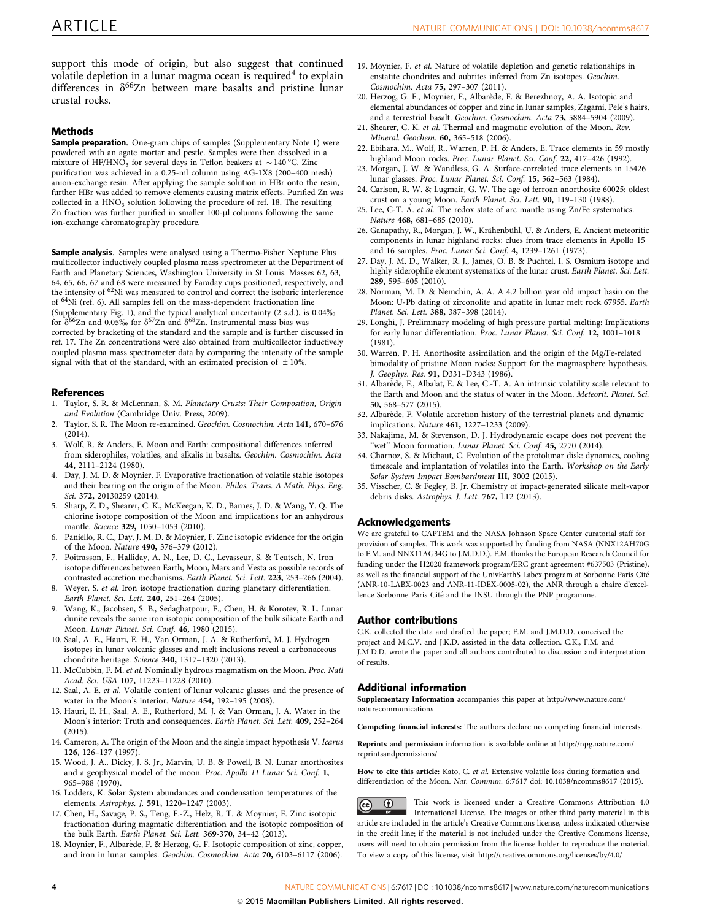support this mode of origin, but also suggest that continued volatile depletion in a lunar magma ocean is required[4] to explain differences in $\delta^{66}$Zn between mare basalts and pristine lunar crustal rocks.

## Methods

**Sample preparation.** One-gram chips of samples (Supplementary Note 1) were powdered with an agate mortar and pestle. Samples were then dissolved in a mixture of $HF/HNO_3$ for several days in Teflon beakers at $\sim$140 °C. Zinc purification was achieved in a 0.25-ml column using AG-1X8 (200–400 mesh) anion-exchange resin. After applying the sample solution in HBr onto the resin, further HBr was added to remove elements causing matrix effects. Purified Zn was collected in a $HNO_3$ solution following the procedure of ref. 18. The resulting Zn fraction was further purified in smaller 100-µl columns following the same ion-exchange chromatography procedure.

**Sample analysis.** Samples were analysed using a Thermo-Fisher Neptune Plus multicollector inductively coupled plasma mass spectrometer at the Department of Earth and Planetary Sciences, Washington University in St Louis. Masses 62, 63, 64, 65, 66, 67 and 68 were measured by Faraday cups positioned, respectively, and the intensity of $^{62}$Ni was measured to control and correct the isobaric interference of $^{64}$Ni (ref. 6). All samples fell on the mass-dependent fractionation line (Supplementary Fig. 1), and the typical analytical uncertainty (2 s.d.), is 0.04‰ for $\delta^{66}$Zn and 0.05‰ for $\delta^{67}$Zn and $\delta^{68}$Zn. Instrumental mass bias was corrected by bracketing of the standard and the sample and is further discussed in ref. 17. The Zn concentrations were also obtained from multicollector inductively coupled plasma mass spectrometer data by comparing the intensity of the sample signal with that of the standard, with an estimated precision of $\pm$10%.

## References

1. Taylor, S. R. & McLennan, S. M. *Planetary Crusts: Their Composition, Origin and Evolution* (Cambridge Univ. Press, 2009).
2. Taylor, S. R. The Moon re-examined. *Geochim. Cosmochim. Acta* **141,** 670–676 (2014).
3. Wolf, R. & Anders, E. Moon and Earth: compositional differences inferred from siderophiles, volatiles, and alkalis in basalts. *Geochim. Cosmochim. Acta* **44,** 2111–2124 (1980).
4. Day, J. M. D. & Moynier, F. Evaporative fractionation of volatile stable isotopes and their bearing on the origin of the Moon. *Philos. Trans. A Math. Phys. Eng. Sci.* **372,** 20130259 (2014).
5. Sharp, Z. D., Shearer, C. K., McKeegan, K. D., Barnes, J. D. & Wang, Y. Q. The chlorine isotope composition of the Moon and implications for an anhydrous mantle. *Science* **329,** 1050–1053 (2010).
6. Paniello, R. C., Day, J. M. D. & Moynier, F. Zinc isotopic evidence for the origin of the Moon. *Nature* **490,** 376–379 (2012).
7. Poitrasson, F., Halliday, A. N., Lee, D. C., Levasseur, S. & Teutsch, N. Iron isotope differences between Earth, Moon, Mars and Vesta as possible records of contrasted accretion mechanisms. *Earth Planet. Sci. Lett.* **223,** 253–266 (2004).
8. Weyer, S. *et al.* Iron isotope fractionation during planetary differentiation. *Earth Planet. Sci. Lett.* **240,** 251–264 (2005).
9. Wang, K., Jacobsen, S. B., Sedaghatpour, F., Chen, H. & Korotev, R. L. Lunar dunite reveals the same iron isotopic composition of the bulk silicate Earth and Moon. *Lunar Planet. Sci. Conf.* **46,** 1980 (2015).
10. Saal, A. E., Hauri, E. H., Van Orman, J. A. & Rutherford, M. J. Hydrogen isotopes in lunar volcanic glasses and melt inclusions reveal a carbonaceous chondrite heritage. *Science* **340,** 1317–1320 (2013).
11. McCubbin, F. M. *et al.* Nominally hydrous magmatism on the Moon. *Proc. Natl Acad. Sci. USA* **107,** 11223–11228 (2010).
12. Saal, A. E. *et al.* Volatile content of lunar volcanic glasses and the presence of water in the Moon's interior. *Nature* **454,** 192–195 (2008).
13. Hauri, E. H., Saal, A. E., Rutherford, M. J. & Van Orman, J. A. Water in the Moon's interior: Truth and consequences. *Earth Planet. Sci. Lett.* **409,** 252–264 (2015).
14. Cameron, A. The origin of the Moon and the single impact hypothesis V. *Icarus* **126,** 126–137 (1997).
15. Wood, J. A., Dicky, J. S. Jr., Marvin, U. B. & Powell, B. N. Lunar anorthosites and a geophysical model of the moon. *Proc. Apollo 11 Lunar Sci. Conf.* **1,** 965–988 (1970).
16. Lodders, K. Solar System abundances and condensation temperatures of the elements. *Astrophys. J.* **591,** 1220–1247 (2003).
17. Chen, H., Savage, P. S., Teng, F.-Z., Helz, R. T. & Moynier, F. Zinc isotopic fractionation during magmatic differentiation and the isotopic composition of the bulk Earth. *Earth Planet. Sci. Lett.* **369-370,** 34–42 (2013).
18. Moynier, F., Albarède, F. & Herzog, G. F. Isotopic composition of zinc, copper, and iron in lunar samples. *Geochim. Cosmochim. Acta* **70,** 6103–6117 (2006).
19. Moynier, F. *et al.* Nature of volatile depletion and genetic relationships in enstatite chondrites and aubrites inferred from Zn isotopes. *Geochim. Cosmochim. Acta* **75,** 297–307 (2011).
20. Herzog, G. F., Moynier, F., Albarède, F. & Berezhnoy, A. A. Isotopic and elemental abundances of copper and zinc in lunar samples, Zagami, Pele's hairs, and a terrestrial basalt. *Geochim. Cosmochim. Acta* **73,** 5884–5904 (2009).
21. Shearer, C. K. *et al.* Thermal and magmatic evolution of the Moon. *Rev. Mineral. Geochem.* **60,** 365–518 (2006).
22. Ebihara, M., Wolf, R., Warren, P. H. & Anders, E. Trace elements in 59 mostly highland Moon rocks. *Proc. Lunar Planet. Sci. Conf.* **22,** 417–426 (1992).
23. Morgan, J. W. & Wandless, G. A. Surface-correlated trace elements in 15426 lunar glasses. *Proc. Lunar Planet. Sci. Conf.* **15,** 562–563 (1984).
24. Carlson, R. W. & Lugmair, G. W. The age of ferroan anorthosite 60025: oldest crust on a young Moon. *Earth Planet. Sci. Lett.* **90,** 119–130 (1988).
25. Lee, C.-T. A. *et al.* The redox state of arc mantle using Zn/Fe systematics. *Nature* **468,** 681–685 (2010).
26. Ganapathy, R., Morgan, J. W., Krähenbühl, U. & Anders, E. Ancient meteoritic components in lunar highland rocks: clues from trace elements in Apollo 15 and 16 samples. *Proc. Lunar Sci. Conf.* **4,** 1239–1261 (1973).
27. Day, J. M. D., Walker, R. J., James, O. B. & Puchtel, I. S. Osmium isotope and highly siderophile element systematics of the lunar crust. *Earth Planet. Sci. Lett.* **289,** 595–605 (2010).
28. Norman, M. D. & Nemchin, A. A. A 4.2 billion year old impact basin on the Moon: U-Pb dating of zirconolite and apatite in lunar melt rock 67955. *Earth Planet. Sci. Lett.* **388,** 387–398 (2014).
29. Longhi, J. Preliminary modeling of high pressure partial melting: Implications for early lunar differentiation. *Proc. Lunar Planet. Sci. Conf.* **12,** 1001–1018 (1981).
30. Warren, P. H. Anorthosite assimilation and the origin of the Mg/Fe-related bimodality of pristine Moon rocks: Support for the magmasphere hypothesis. *J. Geophys. Res.* **91,** D331–D343 (1986).
31. Albarède, F., Albalat, E. & Lee, C.-T. A. An intrinsic volatility scale relevant to the Earth and Moon and the status of water in the Moon. *Meteorit. Planet. Sci.* **50,** 568–577 (2015).
32. Albarède, F. Volatile accretion history of the terrestrial planets and dynamic implications. *Nature* **461,** 1227–1233 (2009).
33. Nakajima, M. & Stevenson, D. J. Hydrodynamic escape does not prevent the "wet" Moon formation. *Lunar Planet. Sci. Conf.* **45,** 2770 (2014).
34. Charnoz, S. & Michaut, C. Evolution of the protolunar disk: dynamics, cooling timescale and implantation of volatiles into the Earth. *Workshop on the Early Solar System Impact Bombardment* **III,** 3002 (2015).
35. Visscher, C. & Fegley, B. Jr. Chemistry of impact-generated silicate melt-vapor debris disks. *Astrophys. J. Lett.* **767,** L12 (2013).

## Acknowledgements

We are grateful to CAPTEM and the NASA Johnson Space Center curatorial staff for provision of samples. This work was supported by funding from NASA (NNX12AH70G to F.M. and NNX11AG34G to J.M.D.D.). F.M. thanks the European Research Council for funding under the H2020 framework program/ERC grant agreement #637503 (Pristine), as well as the financial support of the UnivEarthS Labex program at Sorbonne Paris Cité (ANR-10-LABX-0023 and ANR-11-IDEX-0005-02), the ANR through a chaire d'excellence Sorbonne Paris Cité and the INSU through the PNP programme.

## Author contributions

C.K. collected the data and drafted the paper; F.M. and J.M.D.D. conceived the project and M.C.V. and J.K.D. assisted in the data collection. C.K., F.M. and J.M.D.D. wrote the paper and all authors contributed to discussion and interpretation of results.

## Additional information

**Supplementary Information** accompanies this paper at http://www.nature.com/naturecommunications

**Competing financial interests:** The authors declare no competing financial interests.

**Reprints and permission** information is available online at http://npg.nature.com/reprintsandpermissions/

**How to cite this article:** Kato, C. *et al.* Extensive volatile loss during formation and differentiation of the Moon. *Nat. Commun.* 6:7617 doi: 10.1038/ncomms8617 (2015).

This work is licensed under a Creative Commons Attribution 4.0 International License. The images or other third party material in this article are included in the article's Creative Commons license, unless indicated otherwise in the credit line; if the material is not included under the Creative Commons license, users will need to obtain permission from the license holder to reproduce the material. To view a copy of this license, visit http://creativecommons.org/licenses/by/4.0/